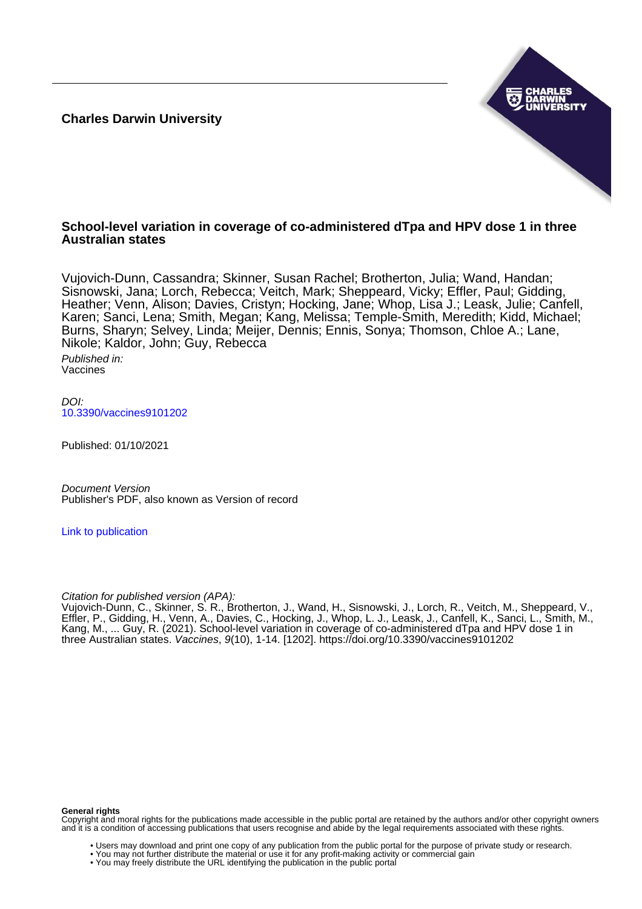**Charles Darwin University**

# School-level variation in coverage of co-administered dTpa and HPV dose 1 in three Australian states

Vujovich-Dunn, Cassandra; Skinner, Susan Rachel; Brotherton, Julia; Wand, Handan; Sisnowski, Jana; Lorch, Rebecca; Veitch, Mark; Sheppeard, Vicky; Effler, Paul; Gidding, Heather; Venn, Alison; Davies, Cristyn; Hocking, Jane; Whop, Lisa J.; Leask, Julie; Canfell, Karen; Sanci, Lena; Smith, Megan; Kang, Melissa; Temple-Smith, Meredith; Kidd, Michael; Burns, Sharyn; Selvey, Linda; Meijer, Dennis; Ennis, Sonya; Thomson, Chloe A.; Lane, Nikole; Kaldor, John; Guy, Rebecca

*Published in:*
Vaccines

*DOI:*
10.3390/vaccines9101202

Published: 01/10/2021

*Document Version*
Publisher's PDF, also known as Version of record

Link to publication

*Citation for published version (APA):*
Vujovich-Dunn, C., Skinner, S. R., Brotherton, J., Wand, H., Sisnowski, J., Lorch, R., Veitch, M., Sheppeard, V., Effler, P., Gidding, H., Venn, A., Davies, C., Hocking, J., Whop, L. J., Leask, J., Canfell, K., Sanci, L., Smith, M., Kang, M., ... Guy, R. (2021). School-level variation in coverage of co-administered dTpa and HPV dose 1 in three Australian states. *Vaccines*, *9*(10), 1-14. [1202]. https://doi.org/10.3390/vaccines9101202

**General rights**
Copyright and moral rights for the publications made accessible in the public portal are retained by the authors and/or other copyright owners and it is a condition of accessing publications that users recognise and abide by the legal requirements associated with these rights.

- Users may download and print one copy of any publication from the public portal for the purpose of private study or research.
- You may not further distribute the material or use it for any profit-making activity or commercial gain
- You may freely distribute the URL identifying the publication in the public portal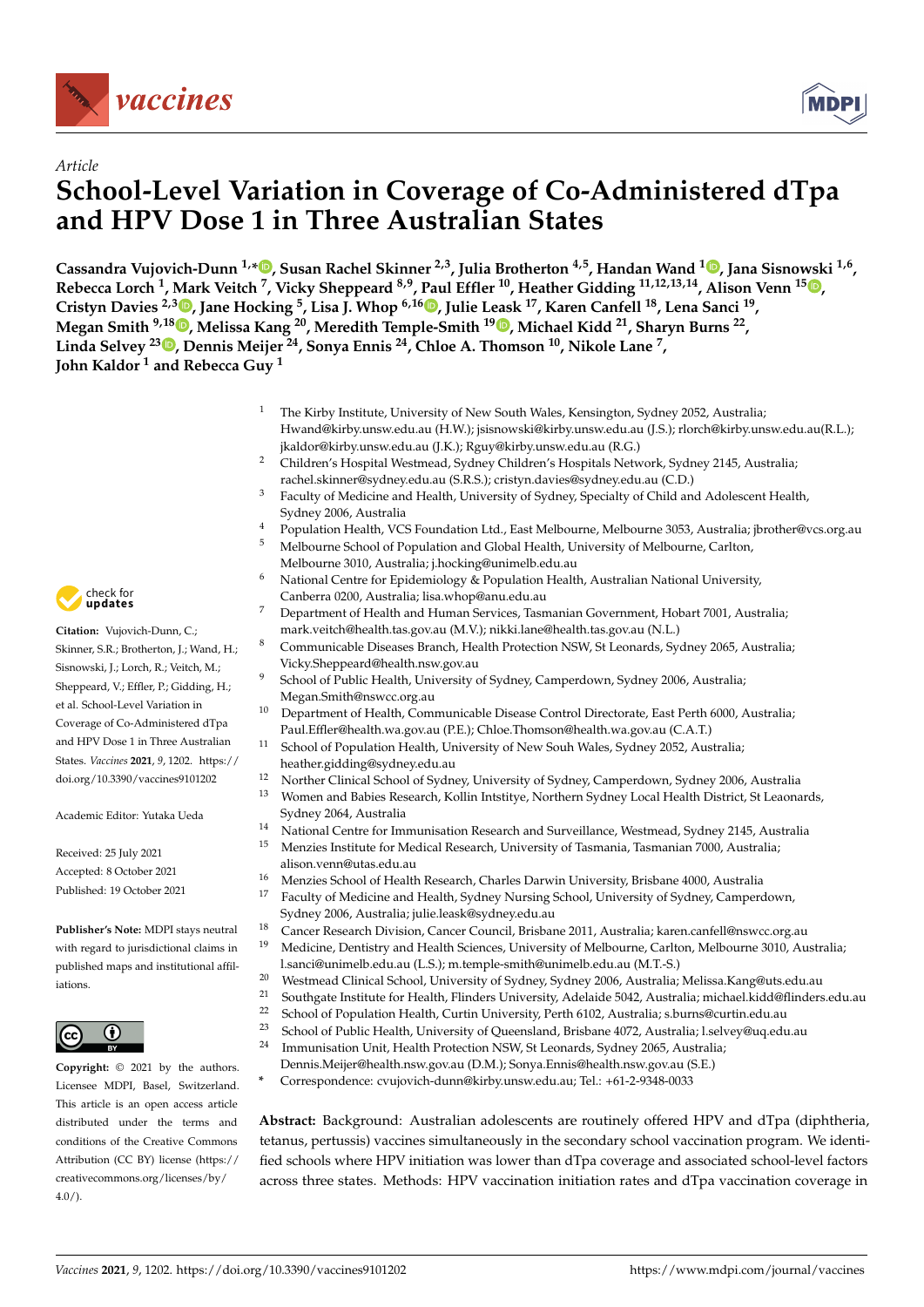*Article*

# School-Level Variation in Coverage of Co-Administered dTpa and HPV Dose 1 in Three Australian States

**Cassandra Vujovich-Dunn [1,*], Susan Rachel Skinner [2,3], Julia Brotherton [4,5], Handan Wand [1], Jana Sisnowski [1,6], Rebecca Lorch [1], Mark Veitch [7], Vicky Sheppeard [8,9], Paul Effler [10], Heather Gidding [11,12,13,14], Alison Venn [15], Cristyn Davies [2,3], Jane Hocking [5], Lisa J. Whop [6,16], Julie Leask [17], Karen Canfell [18], Lena Sanci [19], Megan Smith [9,18], Melissa Kang [20], Meredith Temple-Smith [19], Michael Kidd [21], Sharyn Burns [22], Linda Selvey [23], Dennis Meijer [24], Sonya Ennis [24], Chloe A. Thomson [10], Nikole Lane [7], John Kaldor [1] and Rebecca Guy [1]**

[1] The Kirby Institute, University of New South Wales, Kensington, Sydney 2052, Australia; Hwand@kirby.unsw.edu.au (H.W.); jsisnowski@kirby.unsw.edu.au (J.S.); rlorch@kirby.unsw.edu.au(R.L.); jkaldor@kirby.unsw.edu.au (J.K.); Rguy@kirby.unsw.edu.au (R.G.)

[2] Children's Hospital Westmead, Sydney Children's Hospitals Network, Sydney 2145, Australia; rachel.skinner@sydney.edu.au (S.R.S.); cristyn.davies@sydney.edu.au (C.D.)

[3] Faculty of Medicine and Health, University of Sydney, Specialty of Child and Adolescent Health, Sydney 2006, Australia

[4] Population Health, VCS Foundation Ltd., East Melbourne, Melbourne 3053, Australia; jbrother@vcs.org.au

[5] Melbourne School of Population and Global Health, University of Melbourne, Carlton, Melbourne 3010, Australia; j.hocking@unimelb.edu.au

[6] National Centre for Epidemiology & Population Health, Australian National University, Canberra 0200, Australia; lisa.whop@anu.edu.au

[7] Department of Health and Human Services, Tasmanian Government, Hobart 7001, Australia; mark.veitch@health.tas.gov.au (M.V.); nikki.lane@health.tas.gov.au (N.L.)

[8] Communicable Diseases Branch, Health Protection NSW, St Leonards, Sydney 2065, Australia; Vicky.Sheppeard@health.nsw.gov.au

[9] School of Public Health, University of Sydney, Camperdown, Sydney 2006, Australia; Megan.Smith@nswcc.org.au

[10] Department of Health, Communicable Disease Control Directorate, East Perth 6000, Australia; Paul.Effler@health.wa.gov.au (P.E.); Chloe.Thomson@health.wa.gov.au (C.A.T.)

[11] School of Population Health, University of New Souh Wales, Sydney 2052, Australia; heather.gidding@sydney.edu.au

[12] Norther Clinical School of Sydney, University of Sydney, Camperdown, Sydney 2006, Australia

[13] Women and Babies Research, Kollin Intstitye, Northern Sydney Local Health District, St Leaonards, Sydney 2064, Australia

[14] National Centre for Immunisation Research and Surveillance, Westmead, Sydney 2145, Australia

[15] Menzies Institute for Medical Research, University of Tasmania, Tasmanian 7000, Australia; alison.venn@utas.edu.au

[16] Menzies School of Health Research, Charles Darwin University, Brisbane 4000, Australia

[17] Faculty of Medicine and Health, Sydney Nursing School, University of Sydney, Camperdown, Sydney 2006, Australia; julie.leask@sydney.edu.au

[18] Cancer Research Division, Cancer Council, Brisbane 2011, Australia; karen.canfell@nswcc.org.au

[19] Medicine, Dentistry and Health Sciences, University of Melbourne, Carlton, Melbourne 3010, Australia; l.sanci@unimelb.edu.au (L.S.); m.temple-smith@unimelb.edu.au (M.T.-S.)

[20] Westmead Clinical School, University of Sydney, Sydney 2006, Australia; Melissa.Kang@uts.edu.au

[21] Southgate Institute for Health, Flinders University, Adelaide 5042, Australia; michael.kidd@flinders.edu.au

[22] School of Population Health, Curtin University, Perth 6102, Australia; s.burns@curtin.edu.au

[23] School of Public Health, University of Queensland, Brisbane 4072, Australia; l.selvey@uq.edu.au

[24] Immunisation Unit, Health Protection NSW, St Leonards, Sydney 2065, Australia; Dennis.Meijer@health.nsw.gov.au (D.M.); Sonya.Ennis@health.nsw.gov.au (S.E.)

\* Correspondence: cvujovich-dunn@kirby.unsw.edu.au; Tel.: +61-2-9348-0033

**Citation:** Vujovich-Dunn, C.; Skinner, S.R.; Brotherton, J.; Wand, H.; Sisnowski, J.; Lorch, R.; Veitch, M.; Sheppeard, V.; Effler, P.; Gidding, H.; et al. School-Level Variation in Coverage of Co-Administered dTpa and HPV Dose 1 in Three Australian States. *Vaccines* **2021**, *9*, 1202. https://doi.org/10.3390/vaccines9101202

Academic Editor: Yutaka Ueda

Received: 25 July 2021
Accepted: 8 October 2021
Published: 19 October 2021

**Publisher's Note:** MDPI stays neutral with regard to jurisdictional claims in published maps and institutional affiliations.

**Copyright:** © 2021 by the authors. Licensee MDPI, Basel, Switzerland. This article is an open access article distributed under the terms and conditions of the Creative Commons Attribution (CC BY) license (https://creativecommons.org/licenses/by/4.0/).

**Abstract:** Background: Australian adolescents are routinely offered HPV and dTpa (diphtheria, tetanus, pertussis) vaccines simultaneously in the secondary school vaccination program. We identified schools where HPV initiation was lower than dTpa coverage and associated school-level factors across three states. Methods: HPV vaccination initiation rates and dTpa vaccination coverage in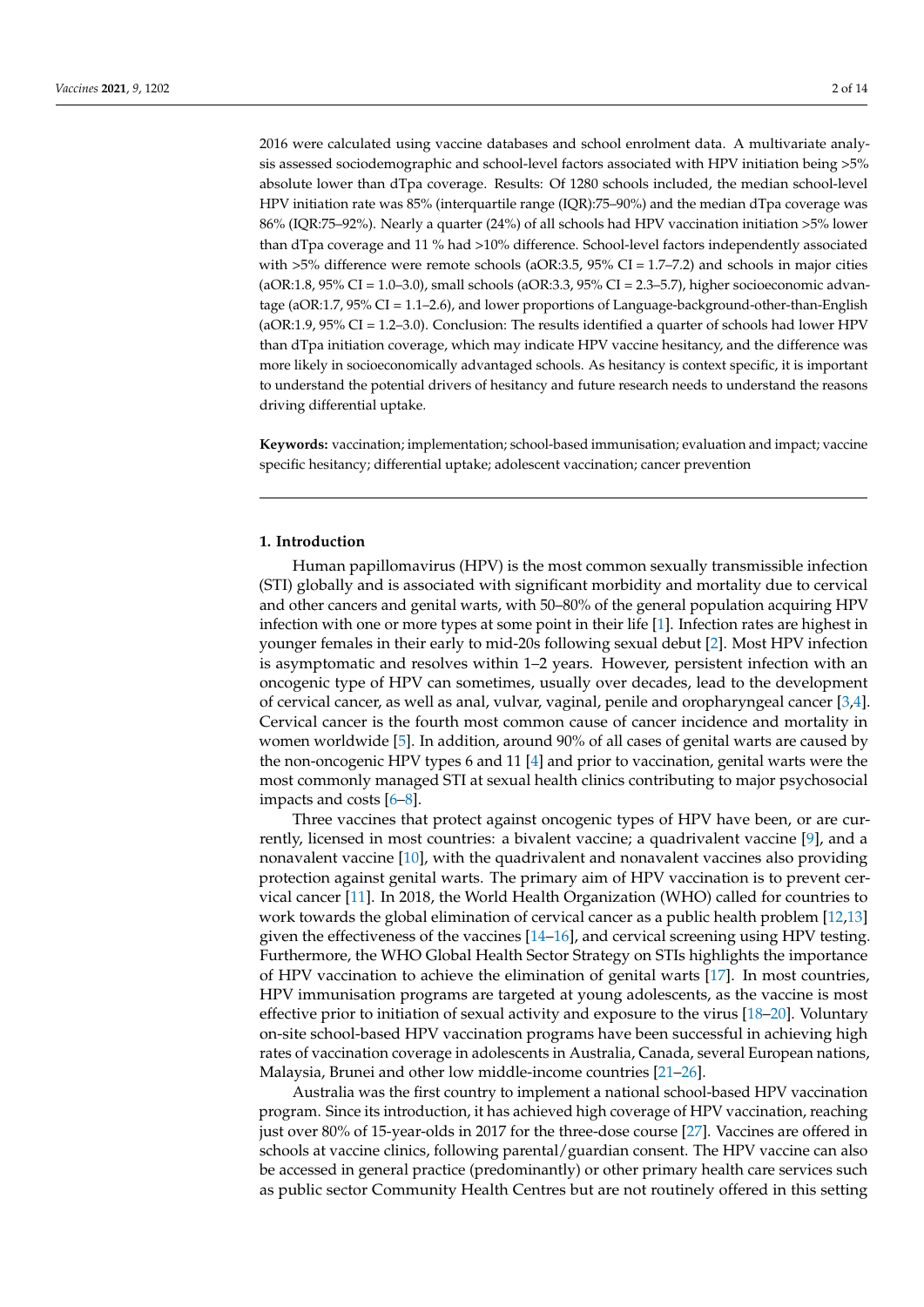2016 were calculated using vaccine databases and school enrolment data. A multivariate analysis assessed sociodemographic and school-level factors associated with HPV initiation being >5% absolute lower than dTpa coverage. Results: Of 1280 schools included, the median school-level HPV initiation rate was 85% (interquartile range (IQR):75–90%) and the median dTpa coverage was 86% (IQR:75–92%). Nearly a quarter (24%) of all schools had HPV vaccination initiation >5% lower than dTpa coverage and 11 % had >10% difference. School-level factors independently associated with >5% difference were remote schools (aOR:3.5, 95% CI = 1.7–7.2) and schools in major cities (aOR:1.8, 95% CI = 1.0–3.0), small schools (aOR:3.3, 95% CI = 2.3–5.7), higher socioeconomic advantage (aOR:1.7, 95% CI = 1.1–2.6), and lower proportions of Language-background-other-than-English (aOR:1.9, 95% CI = 1.2–3.0). Conclusion: The results identified a quarter of schools had lower HPV than dTpa initiation coverage, which may indicate HPV vaccine hesitancy, and the difference was more likely in socioeconomically advantaged schools. As hesitancy is context specific, it is important to understand the potential drivers of hesitancy and future research needs to understand the reasons driving differential uptake.

**Keywords:** vaccination; implementation; school-based immunisation; evaluation and impact; vaccine specific hesitancy; differential uptake; adolescent vaccination; cancer prevention

## 1. Introduction

Human papillomavirus (HPV) is the most common sexually transmissible infection (STI) globally and is associated with significant morbidity and mortality due to cervical and other cancers and genital warts, with 50–80% of the general population acquiring HPV infection with one or more types at some point in their life [1]. Infection rates are highest in younger females in their early to mid-20s following sexual debut [2]. Most HPV infection is asymptomatic and resolves within 1–2 years. However, persistent infection with an oncogenic type of HPV can sometimes, usually over decades, lead to the development of cervical cancer, as well as anal, vulvar, vaginal, penile and oropharyngeal cancer [3,4]. Cervical cancer is the fourth most common cause of cancer incidence and mortality in women worldwide [5]. In addition, around 90% of all cases of genital warts are caused by the non-oncogenic HPV types 6 and 11 [4] and prior to vaccination, genital warts were the most commonly managed STI at sexual health clinics contributing to major psychosocial impacts and costs [6–8].

Three vaccines that protect against oncogenic types of HPV have been, or are currently, licensed in most countries: a bivalent vaccine; a quadrivalent vaccine [9], and a nonavalent vaccine [10], with the quadrivalent and nonavalent vaccines also providing protection against genital warts. The primary aim of HPV vaccination is to prevent cervical cancer [11]. In 2018, the World Health Organization (WHO) called for countries to work towards the global elimination of cervical cancer as a public health problem [12,13] given the effectiveness of the vaccines [14–16], and cervical screening using HPV testing. Furthermore, the WHO Global Health Sector Strategy on STIs highlights the importance of HPV vaccination to achieve the elimination of genital warts [17]. In most countries, HPV immunisation programs are targeted at young adolescents, as the vaccine is most effective prior to initiation of sexual activity and exposure to the virus [18–20]. Voluntary on-site school-based HPV vaccination programs have been successful in achieving high rates of vaccination coverage in adolescents in Australia, Canada, several European nations, Malaysia, Brunei and other low middle-income countries [21–26].

Australia was the first country to implement a national school-based HPV vaccination program. Since its introduction, it has achieved high coverage of HPV vaccination, reaching just over 80% of 15-year-olds in 2017 for the three-dose course [27]. Vaccines are offered in schools at vaccine clinics, following parental/guardian consent. The HPV vaccine can also be accessed in general practice (predominantly) or other primary health care services such as public sector Community Health Centres but are not routinely offered in this setting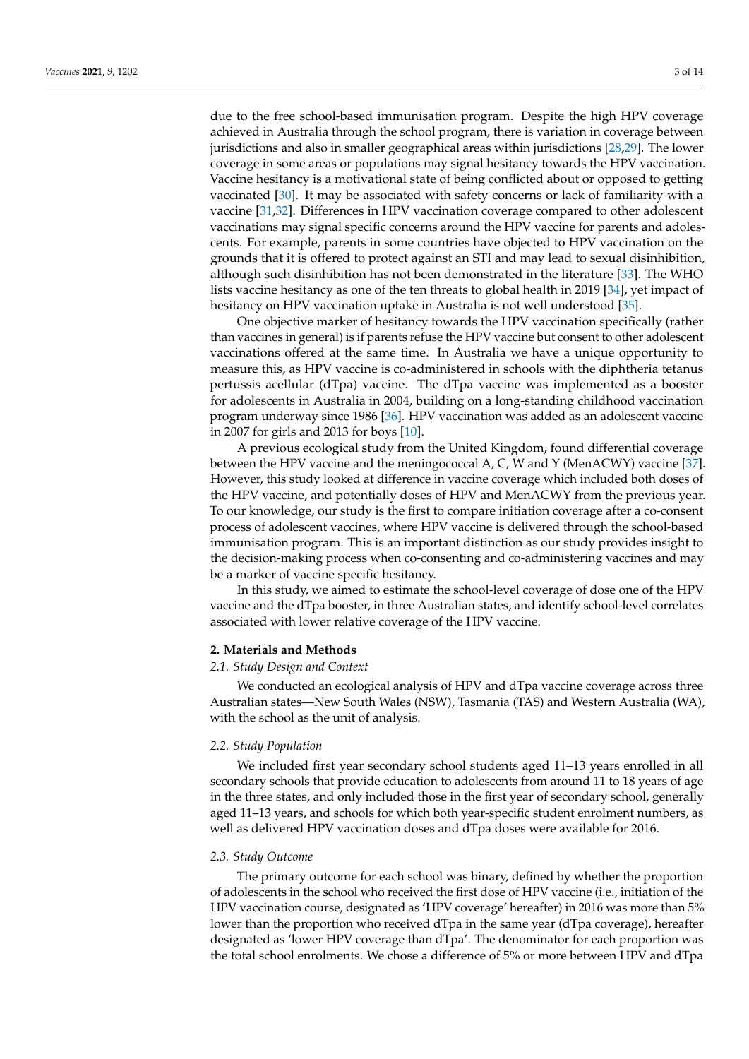due to the free school-based immunisation program. Despite the high HPV coverage achieved in Australia through the school program, there is variation in coverage between jurisdictions and also in smaller geographical areas within jurisdictions [28,29]. The lower coverage in some areas or populations may signal hesitancy towards the HPV vaccination. Vaccine hesitancy is a motivational state of being conflicted about or opposed to getting vaccinated [30]. It may be associated with safety concerns or lack of familiarity with a vaccine [31,32]. Differences in HPV vaccination coverage compared to other adolescent vaccinations may signal specific concerns around the HPV vaccine for parents and adolescents. For example, parents in some countries have objected to HPV vaccination on the grounds that it is offered to protect against an STI and may lead to sexual disinhibition, although such disinhibition has not been demonstrated in the literature [33]. The WHO lists vaccine hesitancy as one of the ten threats to global health in 2019 [34], yet impact of hesitancy on HPV vaccination uptake in Australia is not well understood [35].

One objective marker of hesitancy towards the HPV vaccination specifically (rather than vaccines in general) is if parents refuse the HPV vaccine but consent to other adolescent vaccinations offered at the same time. In Australia we have a unique opportunity to measure this, as HPV vaccine is co-administered in schools with the diphtheria tetanus pertussis acellular (dTpa) vaccine. The dTpa vaccine was implemented as a booster for adolescents in Australia in 2004, building on a long-standing childhood vaccination program underway since 1986 [36]. HPV vaccination was added as an adolescent vaccine in 2007 for girls and 2013 for boys [10].

A previous ecological study from the United Kingdom, found differential coverage between the HPV vaccine and the meningococcal A, C, W and Y (MenACWY) vaccine [37]. However, this study looked at difference in vaccine coverage which included both doses of the HPV vaccine, and potentially doses of HPV and MenACWY from the previous year. To our knowledge, our study is the first to compare initiation coverage after a co-consent process of adolescent vaccines, where HPV vaccine is delivered through the school-based immunisation program. This is an important distinction as our study provides insight to the decision-making process when co-consenting and co-administering vaccines and may be a marker of vaccine specific hesitancy.

In this study, we aimed to estimate the school-level coverage of dose one of the HPV vaccine and the dTpa booster, in three Australian states, and identify school-level correlates associated with lower relative coverage of the HPV vaccine.

## 2. Materials and Methods

### 2.1. Study Design and Context

We conducted an ecological analysis of HPV and dTpa vaccine coverage across three Australian states—New South Wales (NSW), Tasmania (TAS) and Western Australia (WA), with the school as the unit of analysis.

### 2.2. Study Population

We included first year secondary school students aged 11–13 years enrolled in all secondary schools that provide education to adolescents from around 11 to 18 years of age in the three states, and only included those in the first year of secondary school, generally aged 11–13 years, and schools for which both year-specific student enrolment numbers, as well as delivered HPV vaccination doses and dTpa doses were available for 2016.

### 2.3. Study Outcome

The primary outcome for each school was binary, defined by whether the proportion of adolescents in the school who received the first dose of HPV vaccine (i.e., initiation of the HPV vaccination course, designated as 'HPV coverage' hereafter) in 2016 was more than 5% lower than the proportion who received dTpa in the same year (dTpa coverage), hereafter designated as 'lower HPV coverage than dTpa'. The denominator for each proportion was the total school enrolments. We chose a difference of 5% or more between HPV and dTpa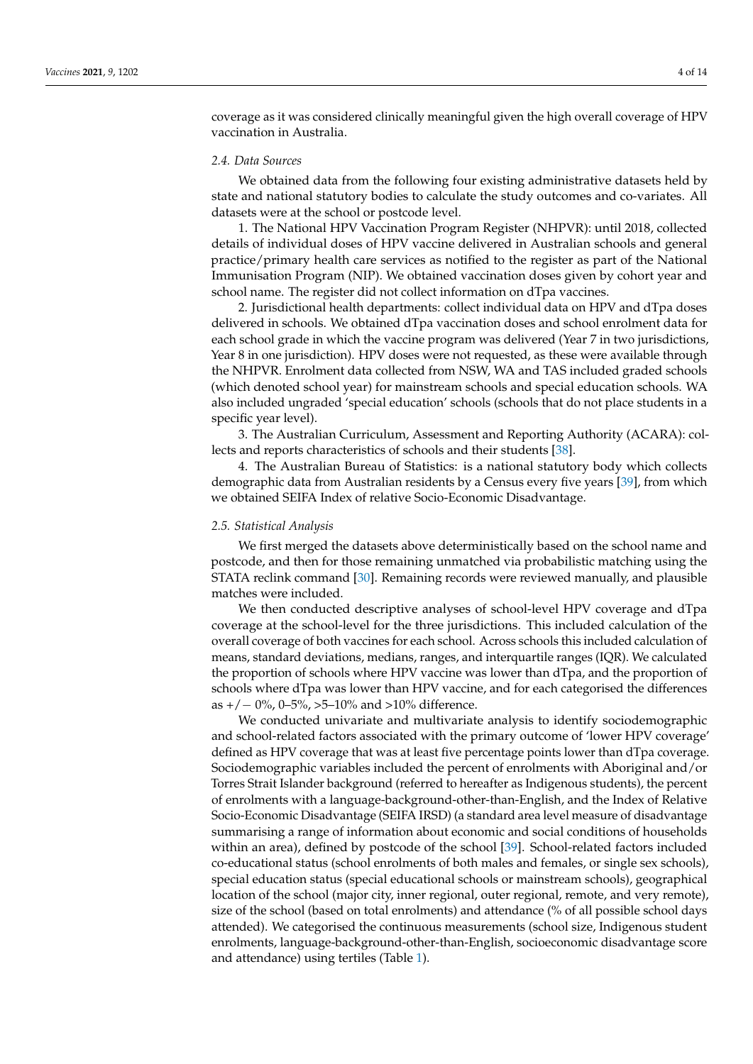coverage as it was considered clinically meaningful given the high overall coverage of HPV vaccination in Australia.

### 2.4. Data Sources

We obtained data from the following four existing administrative datasets held by state and national statutory bodies to calculate the study outcomes and co-variates. All datasets were at the school or postcode level.

1. The National HPV Vaccination Program Register (NHPVR): until 2018, collected details of individual doses of HPV vaccine delivered in Australian schools and general practice/primary health care services as notified to the register as part of the National Immunisation Program (NIP). We obtained vaccination doses given by cohort year and school name. The register did not collect information on dTpa vaccines.

2. Jurisdictional health departments: collect individual data on HPV and dTpa doses delivered in schools. We obtained dTpa vaccination doses and school enrolment data for each school grade in which the vaccine program was delivered (Year 7 in two jurisdictions, Year 8 in one jurisdiction). HPV doses were not requested, as these were available through the NHPVR. Enrolment data collected from NSW, WA and TAS included graded schools (which denoted school year) for mainstream schools and special education schools. WA also included ungraded 'special education' schools (schools that do not place students in a specific year level).

3. The Australian Curriculum, Assessment and Reporting Authority (ACARA): collects and reports characteristics of schools and their students [38].

4. The Australian Bureau of Statistics: is a national statutory body which collects demographic data from Australian residents by a Census every five years [39], from which we obtained SEIFA Index of relative Socio-Economic Disadvantage.

### 2.5. Statistical Analysis

We first merged the datasets above deterministically based on the school name and postcode, and then for those remaining unmatched via probabilistic matching using the STATA reclink command [30]. Remaining records were reviewed manually, and plausible matches were included.

We then conducted descriptive analyses of school-level HPV coverage and dTpa coverage at the school-level for the three jurisdictions. This included calculation of the overall coverage of both vaccines for each school. Across schools this included calculation of means, standard deviations, medians, ranges, and interquartile ranges (IQR). We calculated the proportion of schools where HPV vaccine was lower than dTpa, and the proportion of schools where dTpa was lower than HPV vaccine, and for each categorised the differences as +/− 0%, 0–5%, >5–10% and >10% difference.

We conducted univariate and multivariate analysis to identify sociodemographic and school-related factors associated with the primary outcome of 'lower HPV coverage' defined as HPV coverage that was at least five percentage points lower than dTpa coverage. Sociodemographic variables included the percent of enrolments with Aboriginal and/or Torres Strait Islander background (referred to hereafter as Indigenous students), the percent of enrolments with a language-background-other-than-English, and the Index of Relative Socio-Economic Disadvantage (SEIFA IRSD) (a standard area level measure of disadvantage summarising a range of information about economic and social conditions of households within an area), defined by postcode of the school [39]. School-related factors included co-educational status (school enrolments of both males and females, or single sex schools), special education status (special educational schools or mainstream schools), geographical location of the school (major city, inner regional, outer regional, remote, and very remote), size of the school (based on total enrolments) and attendance (% of all possible school days attended). We categorised the continuous measurements (school size, Indigenous student enrolments, language-background-other-than-English, socioeconomic disadvantage score and attendance) using tertiles (Table 1).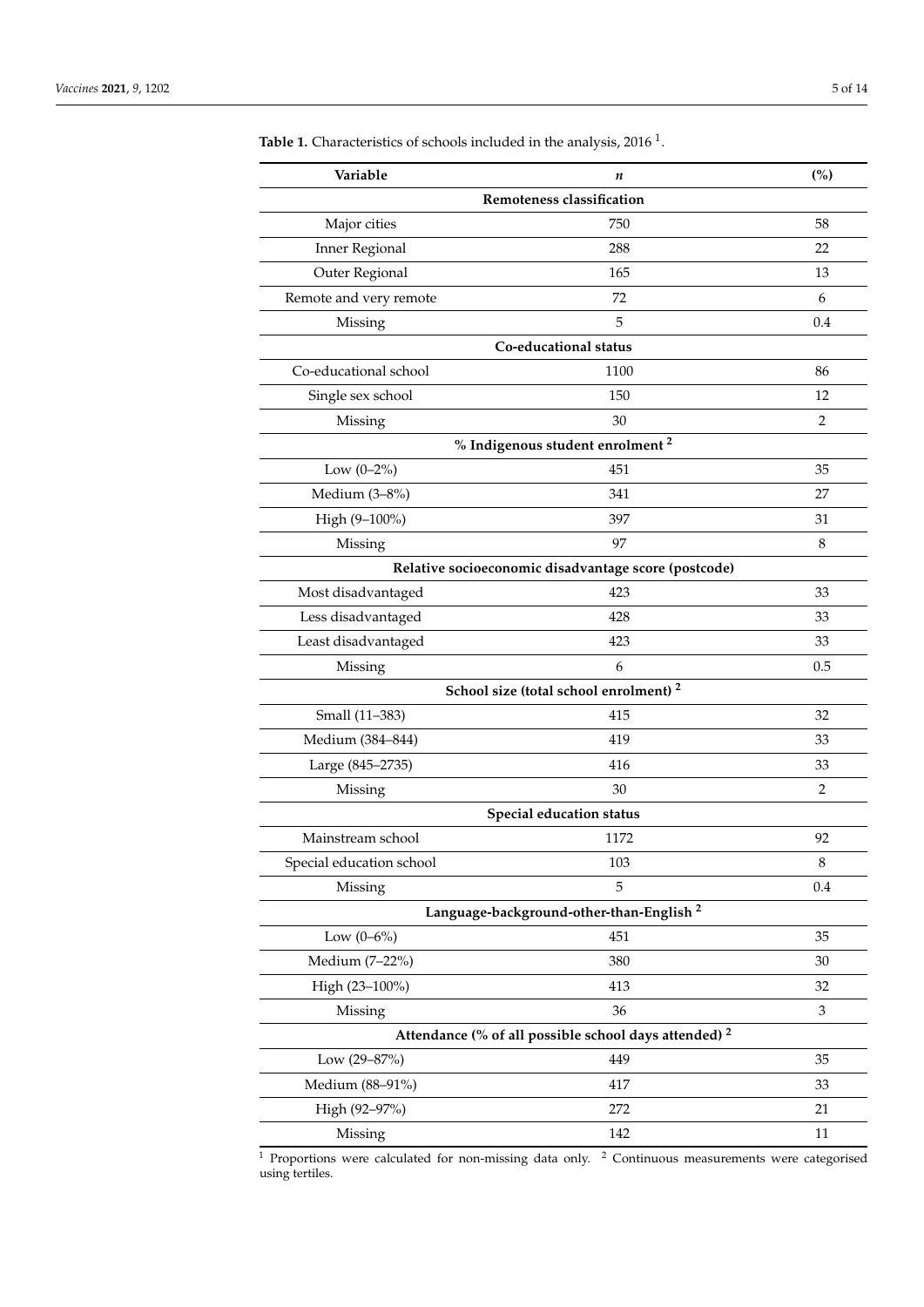**Table 1.** Characteristics of schools included in the analysis, 2016 [1].

| Variable | *n* | (%) |
|---|---|---|
| **Remoteness classification** | | |
| Major cities | 750 | 58 |
| Inner Regional | 288 | 22 |
| Outer Regional | 165 | 13 |
| Remote and very remote | 72 | 6 |
| Missing | 5 | 0.4 |
| **Co-educational status** | | |
| Co-educational school | 1100 | 86 |
| Single sex school | 150 | 12 |
| Missing | 30 | 2 |
| **% Indigenous student enrolment [2]** | | |
| Low (0–2%) | 451 | 35 |
| Medium (3–8%) | 341 | 27 |
| High (9–100%) | 397 | 31 |
| Missing | 97 | 8 |
| **Relative socioeconomic disadvantage score (postcode)** | | |
| Most disadvantaged | 423 | 33 |
| Less disadvantaged | 428 | 33 |
| Least disadvantaged | 423 | 33 |
| Missing | 6 | 0.5 |
| **School size (total school enrolment) [2]** | | |
| Small (11–383) | 415 | 32 |
| Medium (384–844) | 419 | 33 |
| Large (845–2735) | 416 | 33 |
| Missing | 30 | 2 |
| **Special education status** | | |
| Mainstream school | 1172 | 92 |
| Special education school | 103 | 8 |
| Missing | 5 | 0.4 |
| **Language-background-other-than-English [2]** | | |
| Low (0–6%) | 451 | 35 |
| Medium (7–22%) | 380 | 30 |
| High (23–100%) | 413 | 32 |
| Missing | 36 | 3 |
| **Attendance (% of all possible school days attended) [2]** | | |
| Low (29–87%) | 449 | 35 |
| Medium (88–91%) | 417 | 33 |
| High (92–97%) | 272 | 21 |
| Missing | 142 | 11 |

[1] Proportions were calculated for non-missing data only. [2] Continuous measurements were categorised using tertiles.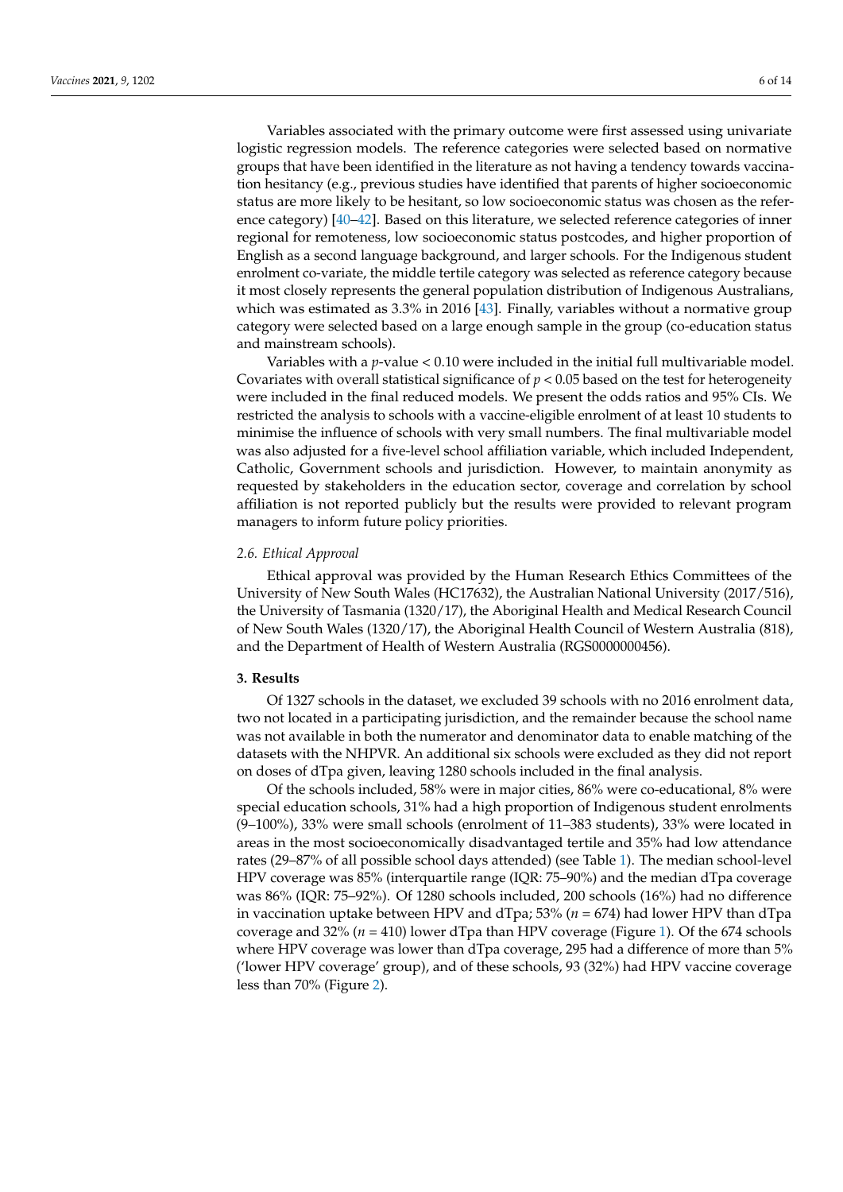Variables associated with the primary outcome were first assessed using univariate logistic regression models. The reference categories were selected based on normative groups that have been identified in the literature as not having a tendency towards vaccination hesitancy (e.g., previous studies have identified that parents of higher socioeconomic status are more likely to be hesitant, so low socioeconomic status was chosen as the reference category) [40–42]. Based on this literature, we selected reference categories of inner regional for remoteness, low socioeconomic status postcodes, and higher proportion of English as a second language background, and larger schools. For the Indigenous student enrolment co-variate, the middle tertile category was selected as reference category because it most closely represents the general population distribution of Indigenous Australians, which was estimated as 3.3% in 2016 [43]. Finally, variables without a normative group category were selected based on a large enough sample in the group (co-education status and mainstream schools).

Variables with a $p$-value < 0.10 were included in the initial full multivariable model. Covariates with overall statistical significance of $p < 0.05$ based on the test for heterogeneity were included in the final reduced models. We present the odds ratios and 95% CIs. We restricted the analysis to schools with a vaccine-eligible enrolment of at least 10 students to minimise the influence of schools with very small numbers. The final multivariable model was also adjusted for a five-level school affiliation variable, which included Independent, Catholic, Government schools and jurisdiction. However, to maintain anonymity as requested by stakeholders in the education sector, coverage and correlation by school affiliation is not reported publicly but the results were provided to relevant program managers to inform future policy priorities.

### *2.6. Ethical Approval*

Ethical approval was provided by the Human Research Ethics Committees of the University of New South Wales (HC17632), the Australian National University (2017/516), the University of Tasmania (1320/17), the Aboriginal Health and Medical Research Council of New South Wales (1320/17), the Aboriginal Health Council of Western Australia (818), and the Department of Health of Western Australia (RGS0000000456).

## 3. Results

Of 1327 schools in the dataset, we excluded 39 schools with no 2016 enrolment data, two not located in a participating jurisdiction, and the remainder because the school name was not available in both the numerator and denominator data to enable matching of the datasets with the NHPVR. An additional six schools were excluded as they did not report on doses of dTpa given, leaving 1280 schools included in the final analysis.

Of the schools included, 58% were in major cities, 86% were co-educational, 8% were special education schools, 31% had a high proportion of Indigenous student enrolments (9–100%), 33% were small schools (enrolment of 11–383 students), 33% were located in areas in the most socioeconomically disadvantaged tertile and 35% had low attendance rates (29–87% of all possible school days attended) (see Table 1). The median school-level HPV coverage was 85% (interquartile range (IQR: 75–90%) and the median dTpa coverage was 86% (IQR: 75–92%). Of 1280 schools included, 200 schools (16%) had no difference in vaccination uptake between HPV and dTpa; 53% ($n$ = 674) had lower HPV than dTpa coverage and 32% ($n$ = 410) lower dTpa than HPV coverage (Figure 1). Of the 674 schools where HPV coverage was lower than dTpa coverage, 295 had a difference of more than 5% ('lower HPV coverage' group), and of these schools, 93 (32%) had HPV vaccine coverage less than 70% (Figure 2).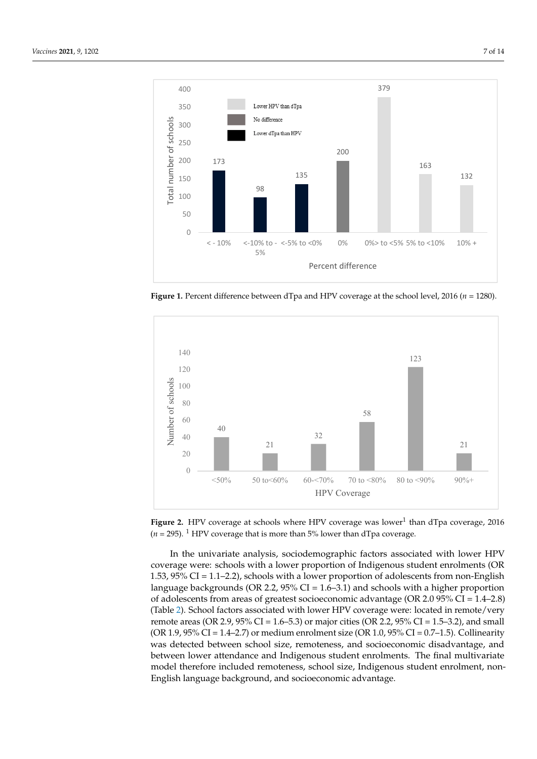**Figure 1.** Percent difference between dTpa and HPV coverage at the school level, 2016 ($n$ = 1280).

**Figure 2.** HPV coverage at schools where HPV coverage was lower[1] than dTpa coverage, 2016 ($n$ = 295). [1] HPV coverage that is more than 5% lower than dTpa coverage.

In the univariate analysis, sociodemographic factors associated with lower HPV coverage were: schools with a lower proportion of Indigenous student enrolments (OR 1.53, 95% CI = 1.1–2.2), schools with a lower proportion of adolescents from non-English language backgrounds (OR 2.2, 95% CI = 1.6–3.1) and schools with a higher proportion of adolescents from areas of greatest socioeconomic advantage (OR 2.0 95% CI = 1.4–2.8) (Table 2). School factors associated with lower HPV coverage were: located in remote/very remote areas (OR 2.9, 95% CI = 1.6–5.3) or major cities (OR 2.2, 95% CI = 1.5–3.2), and small (OR 1.9, 95% CI = 1.4–2.7) or medium enrolment size (OR 1.0, 95% CI = 0.7–1.5). Collinearity was detected between school size, remoteness, and socioeconomic disadvantage, and between lower attendance and Indigenous student enrolments. The final multivariate model therefore included remoteness, school size, Indigenous student enrolment, non-English language background, and socioeconomic advantage.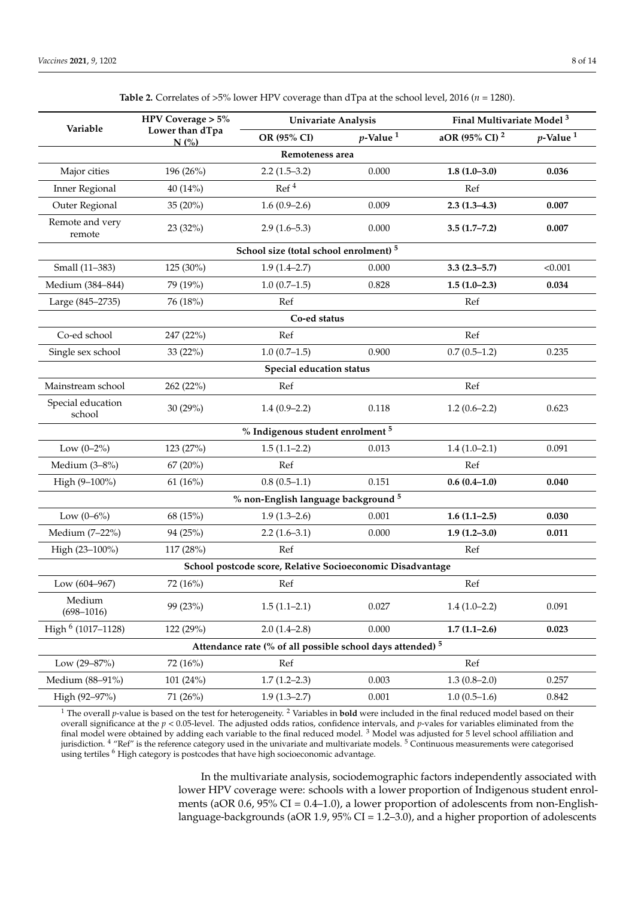**Table 2.** Correlates of >5% lower HPV coverage than dTpa at the school level, 2016 ($n$ = 1280).

| Variable | HPV Coverage > 5% Lower than dTpa N (%) | Univariate Analysis | | Final Multivariate Model [3] | |
|---|---|---|---|---|---|
| | | OR (95% CI) | $p$-Value [1] | aOR (95% CI) [2] | $p$-Value [1] |
| **Remoteness area** | | | | | |
| Major cities | 196 (26%) | 2.2 (1.5–3.2) | 0.000 | **1.8 (1.0–3.0)** | **0.036** |
| Inner Regional | 40 (14%) | Ref [4] | | Ref | |
| Outer Regional | 35 (20%) | 1.6 (0.9–2.6) | 0.009 | **2.3 (1.3–4.3)** | **0.007** |
| Remote and very remote | 23 (32%) | 2.9 (1.6–5.3) | 0.000 | **3.5 (1.7–7.2)** | **0.007** |
| **School size (total school enrolment) [5]** | | | | | |
| Small (11–383) | 125 (30%) | 1.9 (1.4–2.7) | 0.000 | **3.3 (2.3–5.7)** | <0.001 |
| Medium (384–844) | 79 (19%) | 1.0 (0.7–1.5) | 0.828 | **1.5 (1.0–2.3)** | **0.034** |
| Large (845–2735) | 76 (18%) | Ref | | Ref | |
| **Co-ed status** | | | | | |
| Co-ed school | 247 (22%) | Ref | | Ref | |
| Single sex school | 33 (22%) | 1.0 (0.7–1.5) | 0.900 | 0.7 (0.5–1.2) | 0.235 |
| **Special education status** | | | | | |
| Mainstream school | 262 (22%) | Ref | | Ref | |
| Special education school | 30 (29%) | 1.4 (0.9–2.2) | 0.118 | 1.2 (0.6–2.2) | 0.623 |
| **% Indigenous student enrolment [5]** | | | | | |
| Low (0–2%) | 123 (27%) | 1.5 (1.1–2.2) | 0.013 | 1.4 (1.0–2.1) | 0.091 |
| Medium (3–8%) | 67 (20%) | Ref | | Ref | |
| High (9–100%) | 61 (16%) | 0.8 (0.5–1.1) | 0.151 | **0.6 (0.4–1.0)** | **0.040** |
| **% non-English language background [5]** | | | | | |
| Low (0–6%) | 68 (15%) | 1.9 (1.3–2.6) | 0.001 | **1.6 (1.1–2.5)** | **0.030** |
| Medium (7–22%) | 94 (25%) | 2.2 (1.6–3.1) | 0.000 | **1.9 (1.2–3.0)** | **0.011** |
| High (23–100%) | 117 (28%) | Ref | | Ref | |
| **School postcode score, Relative Socioeconomic Disadvantage** | | | | | |
| Low (604–967) | 72 (16%) | Ref | | Ref | |
| Medium (698–1016) | 99 (23%) | 1.5 (1.1–2.1) | 0.027 | 1.4 (1.0–2.2) | 0.091 |
| High [6] (1017–1128) | 122 (29%) | 2.0 (1.4–2.8) | 0.000 | **1.7 (1.1–2.6)** | **0.023** |
| **Attendance rate (% of all possible school days attended) [5]** | | | | | |
| Low (29–87%) | 72 (16%) | Ref | | Ref | |
| Medium (88–91%) | 101 (24%) | 1.7 (1.2–2.3) | 0.003 | 1.3 (0.8–2.0) | 0.257 |
| High (92–97%) | 71 (26%) | 1.9 (1.3–2.7) | 0.001 | 1.0 (0.5–1.6) | 0.842 |

[1] The overall $p$-value is based on the test for heterogeneity. [2] Variables in **bold** were included in the final reduced model based on their overall significance at the $p < 0.05$-level. The adjusted odds ratios, confidence intervals, and $p$-vales for variables eliminated from the final model were obtained by adding each variable to the final reduced model. [3] Model was adjusted for 5 level school affiliation and jurisdiction. [4] "Ref" is the reference category used in the univariate and multivariate models. [5] Continuous measurements were categorised using tertiles [6] High category is postcodes that have high socioeconomic advantage.

In the multivariate analysis, sociodemographic factors independently associated with lower HPV coverage were: schools with a lower proportion of Indigenous student enrolments (aOR 0.6, 95% CI = 0.4–1.0), a lower proportion of adolescents from non-English-language-backgrounds (aOR 1.9, 95% CI = 1.2–3.0), and a higher proportion of adolescents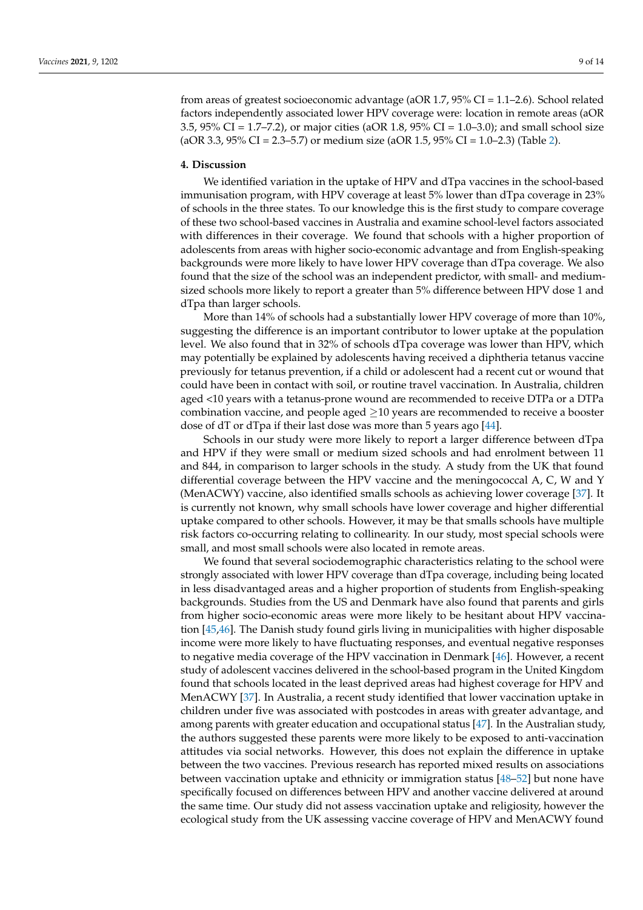from areas of greatest socioeconomic advantage (aOR 1.7, 95% CI = 1.1–2.6). School related factors independently associated lower HPV coverage were: location in remote areas (aOR 3.5, 95% CI = 1.7–7.2), or major cities (aOR 1.8, 95% CI = 1.0–3.0); and small school size (aOR 3.3, 95% CI = 2.3–5.7) or medium size (aOR 1.5, 95% CI = 1.0–2.3) (Table 2).

## 4. Discussion

We identified variation in the uptake of HPV and dTpa vaccines in the school-based immunisation program, with HPV coverage at least 5% lower than dTpa coverage in 23% of schools in the three states. To our knowledge this is the first study to compare coverage of these two school-based vaccines in Australia and examine school-level factors associated with differences in their coverage. We found that schools with a higher proportion of adolescents from areas with higher socio-economic advantage and from English-speaking backgrounds were more likely to have lower HPV coverage than dTpa coverage. We also found that the size of the school was an independent predictor, with small- and medium-sized schools more likely to report a greater than 5% difference between HPV dose 1 and dTpa than larger schools.

More than 14% of schools had a substantially lower HPV coverage of more than 10%, suggesting the difference is an important contributor to lower uptake at the population level. We also found that in 32% of schools dTpa coverage was lower than HPV, which may potentially be explained by adolescents having received a diphtheria tetanus vaccine previously for tetanus prevention, if a child or adolescent had a recent cut or wound that could have been in contact with soil, or routine travel vaccination. In Australia, children aged <10 years with a tetanus-prone wound are recommended to receive DTPa or a DTPa combination vaccine, and people aged ≥10 years are recommended to receive a booster dose of dT or dTpa if their last dose was more than 5 years ago [44].

Schools in our study were more likely to report a larger difference between dTpa and HPV if they were small or medium sized schools and had enrolment between 11 and 844, in comparison to larger schools in the study. A study from the UK that found differential coverage between the HPV vaccine and the meningococcal A, C, W and Y (MenACWY) vaccine, also identified smalls schools as achieving lower coverage [37]. It is currently not known, why small schools have lower coverage and higher differential uptake compared to other schools. However, it may be that smalls schools have multiple risk factors co-occurring relating to collinearity. In our study, most special schools were small, and most small schools were also located in remote areas.

We found that several sociodemographic characteristics relating to the school were strongly associated with lower HPV coverage than dTpa coverage, including being located in less disadvantaged areas and a higher proportion of students from English-speaking backgrounds. Studies from the US and Denmark have also found that parents and girls from higher socio-economic areas were more likely to be hesitant about HPV vaccination [45,46]. The Danish study found girls living in municipalities with higher disposable income were more likely to have fluctuating responses, and eventual negative responses to negative media coverage of the HPV vaccination in Denmark [46]. However, a recent study of adolescent vaccines delivered in the school-based program in the United Kingdom found that schools located in the least deprived areas had highest coverage for HPV and MenACWY [37]. In Australia, a recent study identified that lower vaccination uptake in children under five was associated with postcodes in areas with greater advantage, and among parents with greater education and occupational status [47]. In the Australian study, the authors suggested these parents were more likely to be exposed to anti-vaccination attitudes via social networks. However, this does not explain the difference in uptake between the two vaccines. Previous research has reported mixed results on associations between vaccination uptake and ethnicity or immigration status [48–52] but none have specifically focused on differences between HPV and another vaccine delivered at around the same time. Our study did not assess vaccination uptake and religiosity, however the ecological study from the UK assessing vaccine coverage of HPV and MenACWY found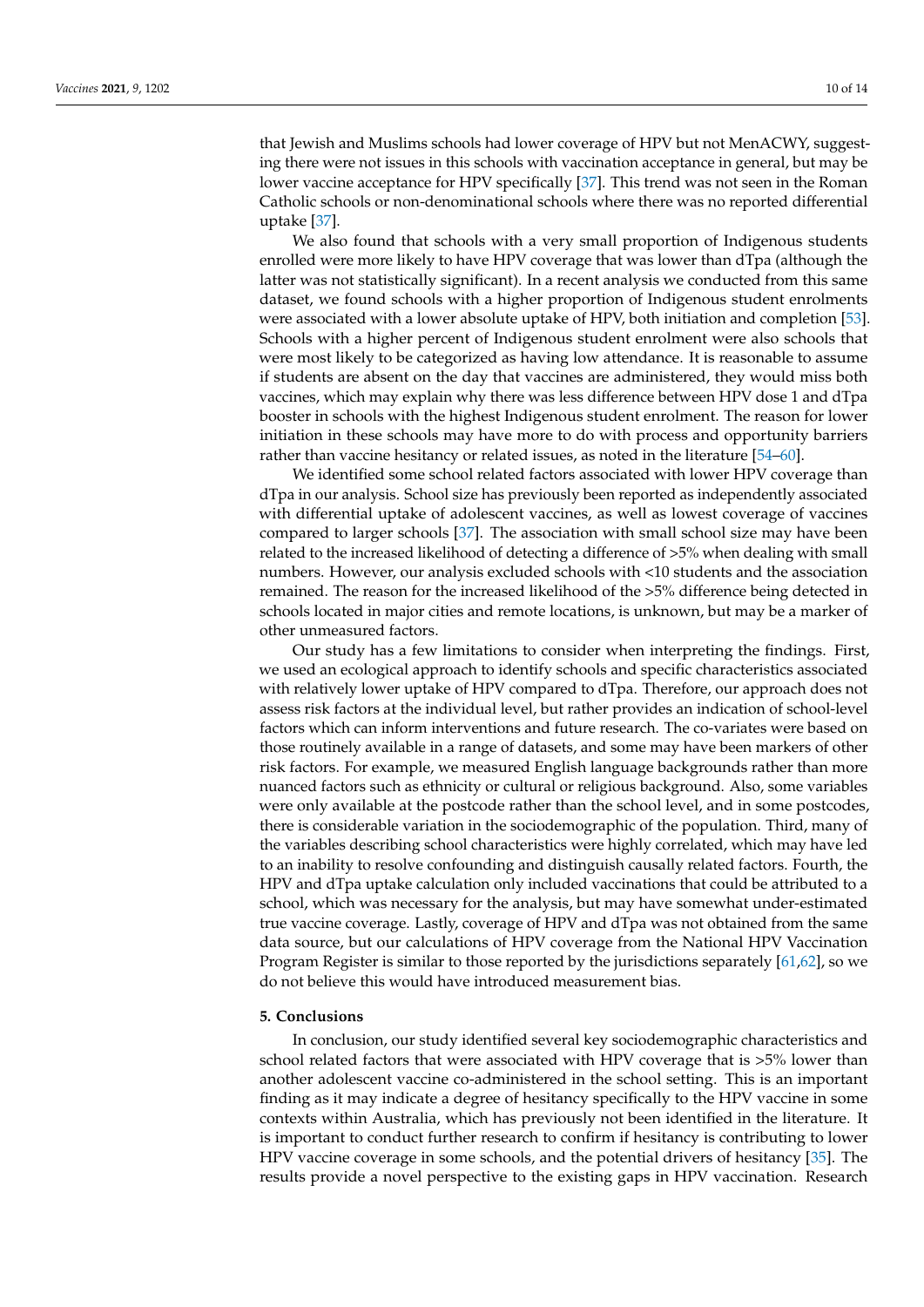that Jewish and Muslims schools had lower coverage of HPV but not MenACWY, suggesting there were not issues in this schools with vaccination acceptance in general, but may be lower vaccine acceptance for HPV specifically [37]. This trend was not seen in the Roman Catholic schools or non-denominational schools where there was no reported differential uptake [37].

We also found that schools with a very small proportion of Indigenous students enrolled were more likely to have HPV coverage that was lower than dTpa (although the latter was not statistically significant). In a recent analysis we conducted from this same dataset, we found schools with a higher proportion of Indigenous student enrolments were associated with a lower absolute uptake of HPV, both initiation and completion [53]. Schools with a higher percent of Indigenous student enrolment were also schools that were most likely to be categorized as having low attendance. It is reasonable to assume if students are absent on the day that vaccines are administered, they would miss both vaccines, which may explain why there was less difference between HPV dose 1 and dTpa booster in schools with the highest Indigenous student enrolment. The reason for lower initiation in these schools may have more to do with process and opportunity barriers rather than vaccine hesitancy or related issues, as noted in the literature [54–60].

We identified some school related factors associated with lower HPV coverage than dTpa in our analysis. School size has previously been reported as independently associated with differential uptake of adolescent vaccines, as well as lowest coverage of vaccines compared to larger schools [37]. The association with small school size may have been related to the increased likelihood of detecting a difference of >5% when dealing with small numbers. However, our analysis excluded schools with <10 students and the association remained. The reason for the increased likelihood of the >5% difference being detected in schools located in major cities and remote locations, is unknown, but may be a marker of other unmeasured factors.

Our study has a few limitations to consider when interpreting the findings. First, we used an ecological approach to identify schools and specific characteristics associated with relatively lower uptake of HPV compared to dTpa. Therefore, our approach does not assess risk factors at the individual level, but rather provides an indication of school-level factors which can inform interventions and future research. The co-variates were based on those routinely available in a range of datasets, and some may have been markers of other risk factors. For example, we measured English language backgrounds rather than more nuanced factors such as ethnicity or cultural or religious background. Also, some variables were only available at the postcode rather than the school level, and in some postcodes, there is considerable variation in the sociodemographic of the population. Third, many of the variables describing school characteristics were highly correlated, which may have led to an inability to resolve confounding and distinguish causally related factors. Fourth, the HPV and dTpa uptake calculation only included vaccinations that could be attributed to a school, which was necessary for the analysis, but may have somewhat under-estimated true vaccine coverage. Lastly, coverage of HPV and dTpa was not obtained from the same data source, but our calculations of HPV coverage from the National HPV Vaccination Program Register is similar to those reported by the jurisdictions separately [61,62], so we do not believe this would have introduced measurement bias.

## 5. Conclusions

In conclusion, our study identified several key sociodemographic characteristics and school related factors that were associated with HPV coverage that is >5% lower than another adolescent vaccine co-administered in the school setting. This is an important finding as it may indicate a degree of hesitancy specifically to the HPV vaccine in some contexts within Australia, which has previously not been identified in the literature. It is important to conduct further research to confirm if hesitancy is contributing to lower HPV vaccine coverage in some schools, and the potential drivers of hesitancy [35]. The results provide a novel perspective to the existing gaps in HPV vaccination. Research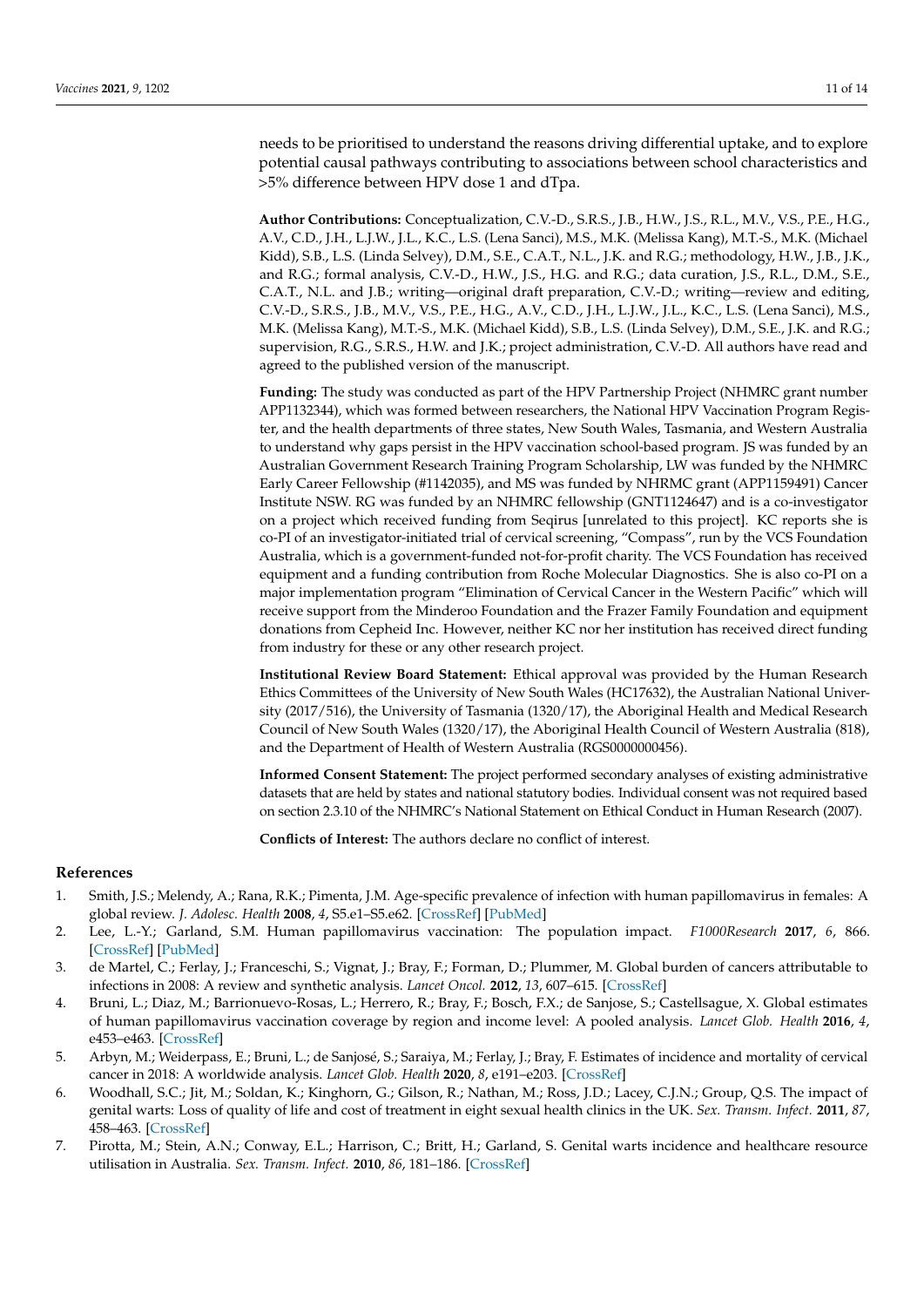needs to be prioritised to understand the reasons driving differential uptake, and to explore potential causal pathways contributing to associations between school characteristics and >5% difference between HPV dose 1 and dTpa.

**Author Contributions:** Conceptualization, C.V.-D., S.R.S., J.B., H.W., J.S., R.L., M.V., V.S., P.E., H.G., A.V., C.D., J.H., L.J.W., J.L., K.C., L.S. (Lena Sanci), M.S., M.K. (Melissa Kang), M.T.-S., M.K. (Michael Kidd), S.B., L.S. (Linda Selvey), D.M., S.E., C.A.T., N.L., J.K. and R.G.; methodology, H.W., J.B., J.K., and R.G.; formal analysis, C.V.-D., H.W., J.S., H.G. and R.G.; data curation, J.S., R.L., D.M., S.E., C.A.T., N.L. and J.B.; writing—original draft preparation, C.V.-D.; writing—review and editing, C.V.-D., S.R.S., J.B., M.V., V.S., P.E., H.G., A.V., C.D., J.H., L.J.W., J.L., K.C., L.S. (Lena Sanci), M.S., M.K. (Melissa Kang), M.T.-S., M.K. (Michael Kidd), S.B., L.S. (Linda Selvey), D.M., S.E., J.K. and R.G.; supervision, R.G., S.R.S., H.W. and J.K.; project administration, C.V.-D. All authors have read and agreed to the published version of the manuscript.

**Funding:** The study was conducted as part of the HPV Partnership Project (NHMRC grant number APP1132344), which was formed between researchers, the National HPV Vaccination Program Register, and the health departments of three states, New South Wales, Tasmania, and Western Australia to understand why gaps persist in the HPV vaccination school-based program. JS was funded by an Australian Government Research Training Program Scholarship, LW was funded by the NHMRC Early Career Fellowship (#1142035), and MS was funded by NHRMC grant (APP1159491) Cancer Institute NSW. RG was funded by an NHMRC fellowship (GNT1124647) and is a co-investigator on a project which received funding from Seqirus [unrelated to this project]. KC reports she is co-PI of an investigator-initiated trial of cervical screening, "Compass", run by the VCS Foundation Australia, which is a government-funded not-for-profit charity. The VCS Foundation has received equipment and a funding contribution from Roche Molecular Diagnostics. She is also co-PI on a major implementation program "Elimination of Cervical Cancer in the Western Pacific" which will receive support from the Minderoo Foundation and the Frazer Family Foundation and equipment donations from Cepheid Inc. However, neither KC nor her institution has received direct funding from industry for these or any other research project.

**Institutional Review Board Statement:** Ethical approval was provided by the Human Research Ethics Committees of the University of New South Wales (HC17632), the Australian National University (2017/516), the University of Tasmania (1320/17), the Aboriginal Health and Medical Research Council of New South Wales (1320/17), the Aboriginal Health Council of Western Australia (818), and the Department of Health of Western Australia (RGS0000000456).

**Informed Consent Statement:** The project performed secondary analyses of existing administrative datasets that are held by states and national statutory bodies. Individual consent was not required based on section 2.3.10 of the NHMRC's National Statement on Ethical Conduct in Human Research (2007).

**Conflicts of Interest:** The authors declare no conflict of interest.

## References

1. Smith, J.S.; Melendy, A.; Rana, R.K.; Pimenta, J.M. Age-specific prevalence of infection with human papillomavirus in females: A global review. *J. Adolesc. Health* **2008**, *4*, S5.e1–S5.e62. [CrossRef] [PubMed]
2. Lee, L.-Y.; Garland, S.M. Human papillomavirus vaccination: The population impact. *F1000Research* **2017**, *6*, 866. [CrossRef] [PubMed]
3. de Martel, C.; Ferlay, J.; Franceschi, S.; Vignat, J.; Bray, F.; Forman, D.; Plummer, M. Global burden of cancers attributable to infections in 2008: A review and synthetic analysis. *Lancet Oncol.* **2012**, *13*, 607–615. [CrossRef]
4. Bruni, L.; Diaz, M.; Barrionuevo-Rosas, L.; Herrero, R.; Bray, F.; Bosch, F.X.; de Sanjose, S.; Castellsague, X. Global estimates of human papillomavirus vaccination coverage by region and income level: A pooled analysis. *Lancet Glob. Health* **2016**, *4*, e453–e463. [CrossRef]
5. Arbyn, M.; Weiderpass, E.; Bruni, L.; de Sanjosé, S.; Saraiya, M.; Ferlay, J.; Bray, F. Estimates of incidence and mortality of cervical cancer in 2018: A worldwide analysis. *Lancet Glob. Health* **2020**, *8*, e191–e203. [CrossRef]
6. Woodhall, S.C.; Jit, M.; Soldan, K.; Kinghorn, G.; Gilson, R.; Nathan, M.; Ross, J.D.; Lacey, C.J.N.; Group, Q.S. The impact of genital warts: Loss of quality of life and cost of treatment in eight sexual health clinics in the UK. *Sex. Transm. Infect.* **2011**, *87*, 458–463. [CrossRef]
7. Pirotta, M.; Stein, A.N.; Conway, E.L.; Harrison, C.; Britt, H.; Garland, S. Genital warts incidence and healthcare resource utilisation in Australia. *Sex. Transm. Infect.* **2010**, *86*, 181–186. [CrossRef]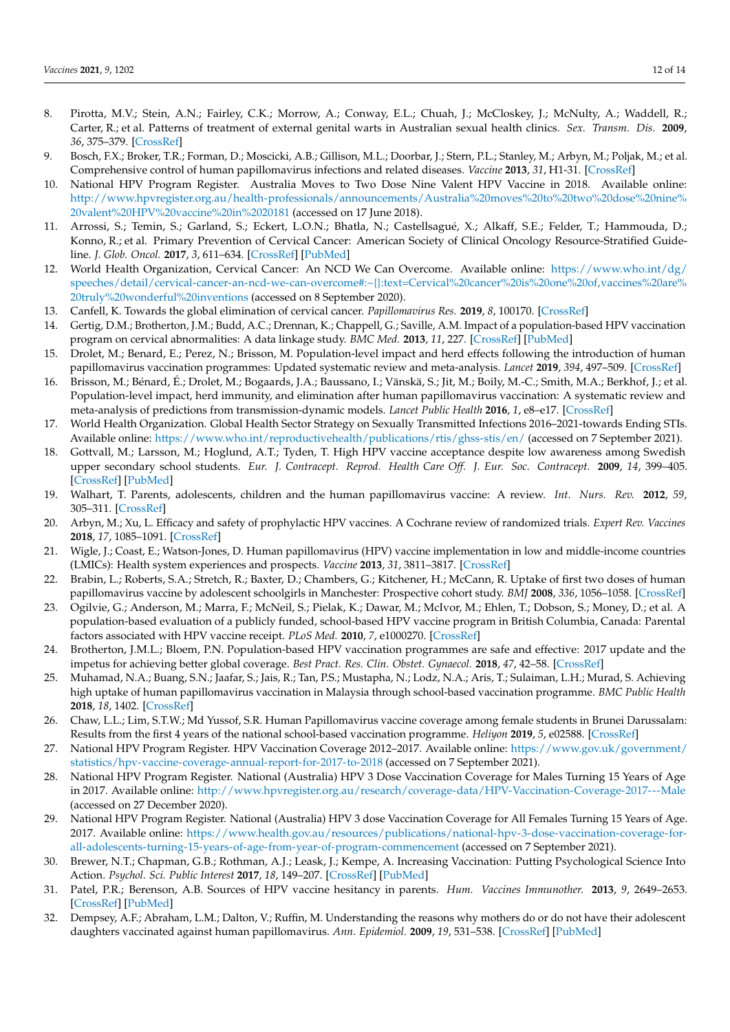8. Pirotta, M.V.; Stein, A.N.; Fairley, C.K.; Morrow, A.; Conway, E.L.; Chuah, J.; McCloskey, J.; McNulty, A.; Waddell, R.; Carter, R.; et al. Patterns of treatment of external genital warts in Australian sexual health clinics. *Sex. Transm. Dis.* **2009**, *36*, 375–379. [CrossRef]
9. Bosch, F.X.; Broker, T.R.; Forman, D.; Moscicki, A.B.; Gillison, M.L.; Doorbar, J.; Stern, P.L.; Stanley, M.; Arbyn, M.; Poljak, M.; et al. Comprehensive control of human papillomavirus infections and related diseases. *Vaccine* **2013**, *31*, H1-31. [CrossRef]
10. National HPV Program Register. Australia Moves to Two Dose Nine Valent HPV Vaccine in 2018. Available online: http://www.hpvregister.org.au/health-professionals/announcements/Australia%20moves%20to%20two%20dose%20nine%20valent%20HPV%20vaccine%20in%2020181 (accessed on 17 June 2018).
11. Arrossi, S.; Temin, S.; Garland, S.; Eckert, L.O.N.; Bhatla, N.; Castellsagué, X.; Alkaff, S.E.; Felder, T.; Hammouda, D.; Konno, R.; et al. Primary Prevention of Cervical Cancer: American Society of Clinical Oncology Resource-Stratified Guideline. *J. Glob. Oncol.* **2017**, *3*, 611–634. [CrossRef] [PubMed]
12. World Health Organization, Cervical Cancer: An NCD We Can Overcome. Available online: https://www.who.int/dg/speeches/detail/cervical-cancer-an-ncd-we-can-overcome#:~{}:text=Cervical%20cancer%20is%20one%20of,vaccines%20are%20truly%20wonderful%20inventions (accessed on 8 September 2020).
13. Canfell, K. Towards the global elimination of cervical cancer. *Papillomavirus Res.* **2019**, *8*, 100170. [CrossRef]
14. Gertig, D.M.; Brotherton, J.M.; Budd, A.C.; Drennan, K.; Chappell, G.; Saville, A.M. Impact of a population-based HPV vaccination program on cervical abnormalities: A data linkage study. *BMC Med.* **2013**, *11*, 227. [CrossRef] [PubMed]
15. Drolet, M.; Benard, E.; Perez, N.; Brisson, M. Population-level impact and herd effects following the introduction of human papillomavirus vaccination programmes: Updated systematic review and meta-analysis. *Lancet* **2019**, *394*, 497–509. [CrossRef]
16. Brisson, M.; Bénard, É.; Drolet, M.; Bogaards, J.A.; Baussano, I.; Vänskä, S.; Jit, M.; Boily, M.-C.; Smith, M.A.; Berkhof, J.; et al. Population-level impact, herd immunity, and elimination after human papillomavirus vaccination: A systematic review and meta-analysis of predictions from transmission-dynamic models. *Lancet Public Health* **2016**, *1*, e8–e17. [CrossRef]
17. World Health Organization. Global Health Sector Strategy on Sexually Transmitted Infections 2016–2021-towards Ending STIs. Available online: https://www.who.int/reproductivehealth/publications/rtis/ghss-stis/en/ (accessed on 7 September 2021).
18. Gottvall, M.; Larsson, M.; Hoglund, A.T.; Tyden, T. High HPV vaccine acceptance despite low awareness among Swedish upper secondary school students. *Eur. J. Contracept. Reprod. Health Care Off. J. Eur. Soc. Contracept.* **2009**, *14*, 399–405. [CrossRef] [PubMed]
19. Walhart, T. Parents, adolescents, children and the human papillomavirus vaccine: A review. *Int. Nurs. Rev.* **2012**, *59*, 305–311. [CrossRef]
20. Arbyn, M.; Xu, L. Efficacy and safety of prophylactic HPV vaccines. A Cochrane review of randomized trials. *Expert Rev. Vaccines* **2018**, *17*, 1085–1091. [CrossRef]
21. Wigle, J.; Coast, E.; Watson-Jones, D. Human papillomavirus (HPV) vaccine implementation in low and middle-income countries (LMICs): Health system experiences and prospects. *Vaccine* **2013**, *31*, 3811–3817. [CrossRef]
22. Brabin, L.; Roberts, S.A.; Stretch, R.; Baxter, D.; Chambers, G.; Kitchener, H.; McCann, R. Uptake of first two doses of human papillomavirus vaccine by adolescent schoolgirls in Manchester: Prospective cohort study. *BMJ* **2008**, *336*, 1056–1058. [CrossRef]
23. Ogilvie, G.; Anderson, M.; Marra, F.; McNeil, S.; Pielak, K.; Dawar, M.; McIvor, M.; Ehlen, T.; Dobson, S.; Money, D.; et al. A population-based evaluation of a publicly funded, school-based HPV vaccine program in British Columbia, Canada: Parental factors associated with HPV vaccine receipt. *PLoS Med.* **2010**, *7*, e1000270. [CrossRef]
24. Brotherton, J.M.L.; Bloem, P.N. Population-based HPV vaccination programmes are safe and effective: 2017 update and the impetus for achieving better global coverage. *Best Pract. Res. Clin. Obstet. Gynaecol.* **2018**, *47*, 42–58. [CrossRef]
25. Muhamad, N.A.; Buang, S.N.; Jaafar, S.; Jais, R.; Tan, P.S.; Mustapha, N.; Lodz, N.A.; Aris, T.; Sulaiman, L.H.; Murad, S. Achieving high uptake of human papillomavirus vaccination in Malaysia through school-based vaccination programme. *BMC Public Health* **2018**, *18*, 1402. [CrossRef]
26. Chaw, L.L.; Lim, S.T.W.; Md Yussof, S.R. Human Papillomavirus vaccine coverage among female students in Brunei Darussalam: Results from the first 4 years of the national school-based vaccination programme. *Heliyon* **2019**, *5*, e02588. [CrossRef]
27. National HPV Program Register. HPV Vaccination Coverage 2012–2017. Available online: https://www.gov.uk/government/statistics/hpv-vaccine-coverage-annual-report-for-2017-to-2018 (accessed on 7 September 2021).
28. National HPV Program Register. National (Australia) HPV 3 Dose Vaccination Coverage for Males Turning 15 Years of Age in 2017. Available online: http://www.hpvregister.org.au/research/coverage-data/HPV-Vaccination-Coverage-2017---Male (accessed on 27 December 2020).
29. National HPV Program Register. National (Australia) HPV 3 dose Vaccination Coverage for All Females Turning 15 Years of Age. 2017. Available online: https://www.health.gov.au/resources/publications/national-hpv-3-dose-vaccination-coverage-for-all-adolescents-turning-15-years-of-age-from-year-of-program-commencement (accessed on 7 September 2021).
30. Brewer, N.T.; Chapman, G.B.; Rothman, A.J.; Leask, J.; Kempe, A. Increasing Vaccination: Putting Psychological Science Into Action. *Psychol. Sci. Public Interest* **2017**, *18*, 149–207. [CrossRef] [PubMed]
31. Patel, P.R.; Berenson, A.B. Sources of HPV vaccine hesitancy in parents. *Hum. Vaccines Immunother.* **2013**, *9*, 2649–2653. [CrossRef] [PubMed]
32. Dempsey, A.F.; Abraham, L.M.; Dalton, V.; Ruffin, M. Understanding the reasons why mothers do or do not have their adolescent daughters vaccinated against human papillomavirus. *Ann. Epidemiol.* **2009**, *19*, 531–538. [CrossRef] [PubMed]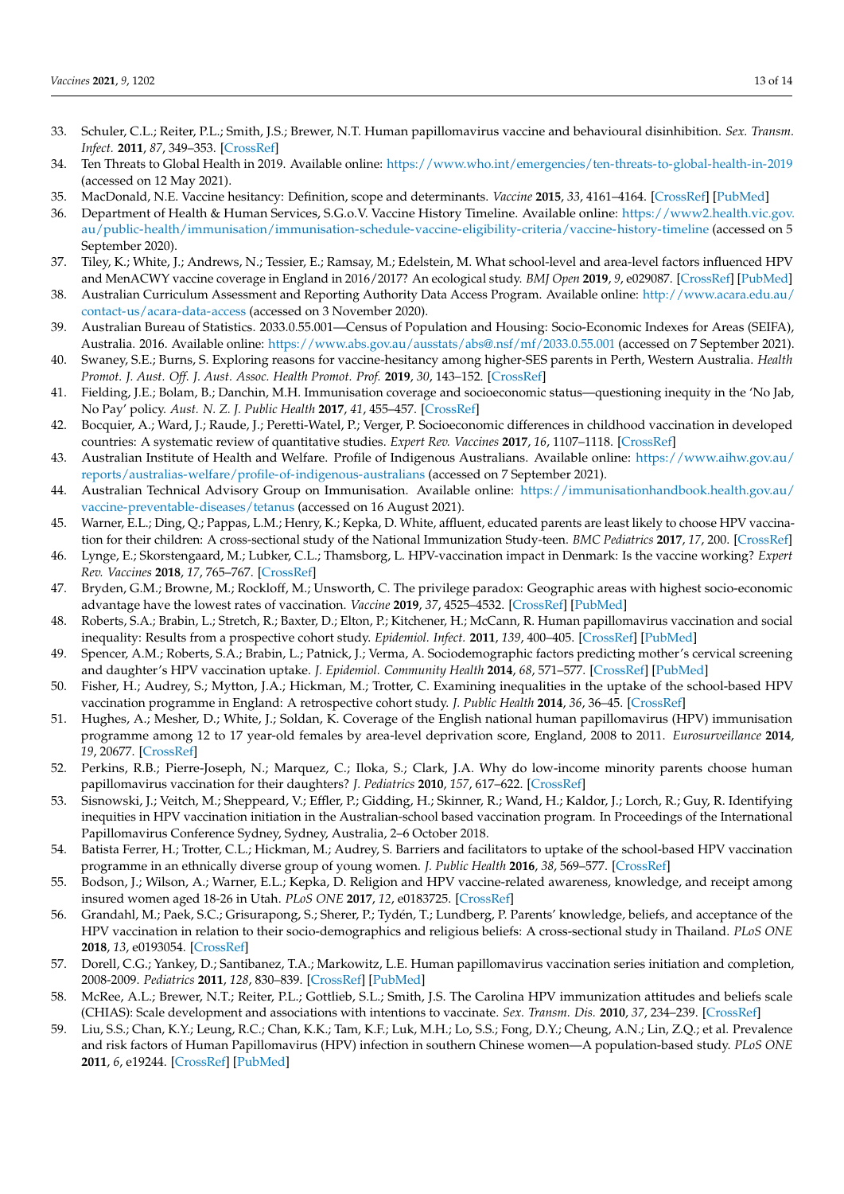33. Schuler, C.L.; Reiter, P.L.; Smith, J.S.; Brewer, N.T. Human papillomavirus vaccine and behavioural disinhibition. *Sex. Transm. Infect.* **2011**, *87*, 349–353. [CrossRef]
34. Ten Threats to Global Health in 2019. Available online: https://www.who.int/emergencies/ten-threats-to-global-health-in-2019 (accessed on 12 May 2021).
35. MacDonald, N.E. Vaccine hesitancy: Definition, scope and determinants. *Vaccine* **2015**, *33*, 33, 4161–4164. [CrossRef] [PubMed]
36. Department of Health & Human Services, S.G.o.V. Vaccine History Timeline. Available online: https://www2.health.vic.gov.au/public-health/immunisation/immunisation-schedule-vaccine-eligibility-criteria/vaccine-history-timeline (accessed on 5 September 2020).
37. Tiley, K.; White, J.; Andrews, N.; Tessier, E.; Ramsay, M.; Edelstein, M. What school-level and area-level factors influenced HPV and MenACWY vaccine coverage in England in 2016/2017? An ecological study. *BMJ Open* **2019**, *9*, e029087. [CrossRef] [PubMed]
38. Australian Curriculum Assessment and Reporting Authority Data Access Program. Available online: http://www.acara.edu.au/contact-us/acara-data-access (accessed on 3 November 2020).
39. Australian Bureau of Statistics. 2033.0.55.001—Census of Population and Housing: Socio-Economic Indexes for Areas (SEIFA), Australia. 2016. Available online: https://www.abs.gov.au/ausstats/abs@.nsf/mf/2033.0.55.001 (accessed on 7 September 2021).
40. Swaney, S.E.; Burns, S. Exploring reasons for vaccine-hesitancy among higher-SES parents in Perth, Western Australia. *Health Promot. J. Aust. Off. J. Aust. Assoc. Health Promot. Prof.* **2019**, *30*, 143–152. [CrossRef]
41. Fielding, J.E.; Bolam, B.; Danchin, M.H. Immunisation coverage and socioeconomic status—questioning inequity in the 'No Jab, No Pay' policy. *Aust. N. Z. J. Public Health* **2017**, *41*, 455–457. [CrossRef]
42. Bocquier, A.; Ward, J.; Raude, J.; Peretti-Watel, P.; Verger, P. Socioeconomic differences in childhood vaccination in developed countries: A systematic review of quantitative studies. *Expert Rev. Vaccines* **2017**, *16*, 1107–1118. [CrossRef]
43. Australian Institute of Health and Welfare. Profile of Indigenous Australians. Available online: https://www.aihw.gov.au/reports/australias-welfare/profile-of-indigenous-australians (accessed on 7 September 2021).
44. Australian Technical Advisory Group on Immunisation. Available online: https://immunisationhandbook.health.gov.au/vaccine-preventable-diseases/tetanus (accessed on 16 August 2021).
45. Warner, E.L.; Ding, Q.; Pappas, L.M.; Henry, K.; Kepka, D. White, affluent, educated parents are least likely to choose HPV vaccination for their children: A cross-sectional study of the National Immunization Study-teen. *BMC Pediatrics* **2017**, *17*, 200. [CrossRef]
46. Lynge, E.; Skorstengaard, M.; Lubker, C.L.; Thamsborg, L. HPV-vaccination impact in Denmark: Is the vaccine working? *Expert Rev. Vaccines* **2018**, *17*, 765–767. [CrossRef]
47. Bryden, G.M.; Browne, M.; Rockloff, M.; Unsworth, C. The privilege paradox: Geographic areas with highest socio-economic advantage have the lowest rates of vaccination. *Vaccine* **2019**, *37*, 4525–4532. [CrossRef] [PubMed]
48. Roberts, S.A.; Brabin, L.; Stretch, R.; Baxter, D.; Elton, P.; Kitchener, H.; McCann, R. Human papillomavirus vaccination and social inequality: Results from a prospective cohort study. *Epidemiol. Infect.* **2011**, *139*, 400–405. [CrossRef] [PubMed]
49. Spencer, A.M.; Roberts, S.A.; Brabin, L.; Patnick, J.; Verma, A. Sociodemographic factors predicting mother's cervical screening and daughter's HPV vaccination uptake. *J. Epidemiol. Community Health* **2014**, *68*, 571–577. [CrossRef] [PubMed]
50. Fisher, H.; Audrey, S.; Mytton, J.A.; Hickman, M.; Trotter, C. Examining inequalities in the uptake of the school-based HPV vaccination programme in England: A retrospective cohort study. *J. Public Health* **2014**, *36*, 36–45. [CrossRef]
51. Hughes, A.; Mesher, D.; White, J.; Soldan, K. Coverage of the English national human papillomavirus (HPV) immunisation programme among 12 to 17 year-old females by area-level deprivation score, England, 2008 to 2011. *Eurosurveillance* **2014**, *19*, 20677. [CrossRef]
52. Perkins, R.B.; Pierre-Joseph, N.; Marquez, C.; Iloka, S.; Clark, J.A. Why do low-income minority parents choose human papillomavirus vaccination for their daughters? *J. Pediatrics* **2010**, *157*, 617–622. [CrossRef]
53. Sisnowski, J.; Veitch, M.; Sheppeard, V.; Effler, P.; Gidding, H.; Skinner, R.; Wand, H.; Kaldor, J.; Lorch, R.; Guy, R. Identifying inequities in HPV vaccination initiation in the Australian-school based vaccination program. In Proceedings of the International Papillomavirus Conference Sydney, Sydney, Australia, 2–6 October 2018.
54. Batista Ferrer, H.; Trotter, C.L.; Hickman, M.; Audrey, S. Barriers and facilitators to uptake of the school-based HPV vaccination programme in an ethnically diverse group of young women. *J. Public Health* **2016**, *38*, 569–577. [CrossRef]
55. Bodson, J.; Wilson, A.; Warner, E.L.; Kepka, D. Religion and HPV vaccine-related awareness, knowledge, and receipt among insured women aged 18-26 in Utah. *PLoS ONE* **2017**, *12*, e0183725. [CrossRef]
56. Grandahl, M.; Paek, S.C.; Grisurapong, S.; Sherer, P.; Tydén, T.; Lundberg, P. Parents' knowledge, beliefs, and acceptance of the HPV vaccination in relation to their socio-demographics and religious beliefs: A cross-sectional study in Thailand. *PLoS ONE* **2018**, *13*, e0193054. [CrossRef]
57. Dorell, C.G.; Yankey, D.; Santibanez, T.A.; Markowitz, L.E. Human papillomavirus vaccination series initiation and completion, 2008-2009. *Pediatrics* **2011**, *128*, 830–839. [CrossRef] [PubMed]
58. McRee, A.L.; Brewer, N.T.; Reiter, P.L.; Gottlieb, S.L.; Smith, J.S. The Carolina HPV immunization attitudes and beliefs scale (CHIAS): Scale development and associations with intentions to vaccinate. *Sex. Transm. Dis.* **2010**, *37*, 234–239. [CrossRef]
59. Liu, S.S.; Chan, K.Y.; Leung, R.C.; Chan, K.K.; Tam, K.F.; Luk, M.H.; Lo, S.S.; Fong, D.Y.; Cheung, A.N.; Lin, Z.Q.; et al. Prevalence and risk factors of Human Papillomavirus (HPV) infection in southern Chinese women—A population-based study. *PLoS ONE* **2011**, *6*, e19244. [CrossRef] [PubMed]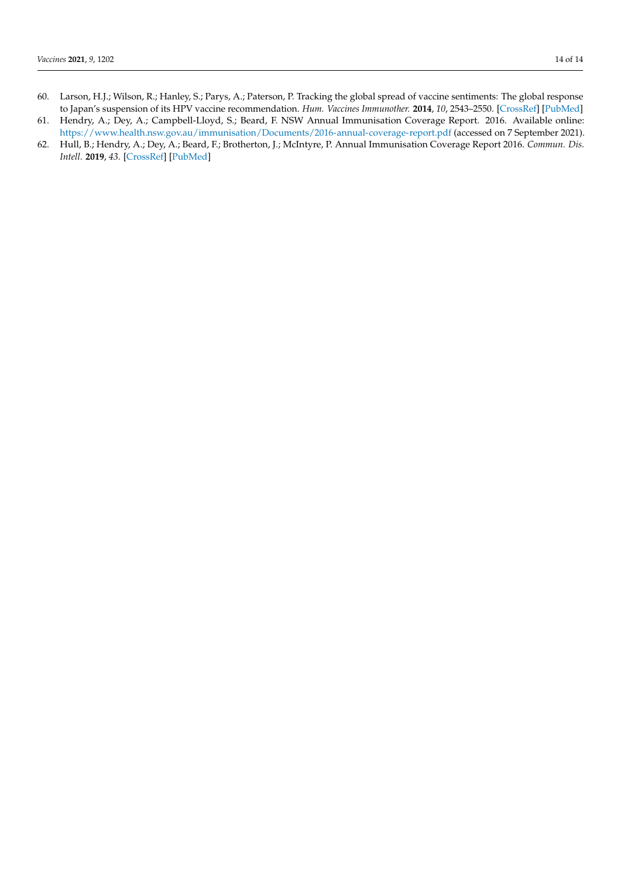60. Larson, H.J.; Wilson, R.; Hanley, S.; Parys, A.; Paterson, P. Tracking the global spread of vaccine sentiments: The global response to Japan's suspension of its HPV vaccine recommendation. *Hum. Vaccines Immunother.* **2014**, *10*, 2543–2550. [CrossRef] [PubMed]
61. Hendry, A.; Dey, A.; Campbell-Lloyd, S.; Beard, F. NSW Annual Immunisation Coverage Report. 2016. Available online: https://www.health.nsw.gov.au/immunisation/Documents/2016-annual-coverage-report.pdf (accessed on 7 September 2021).
62. Hull, B.; Hendry, A.; Dey, A.; Beard, F.; Brotherton, J.; McIntyre, P. Annual Immunisation Coverage Report 2016. *Commun. Dis. Intell.* **2019**, *43*. [CrossRef] [PubMed]